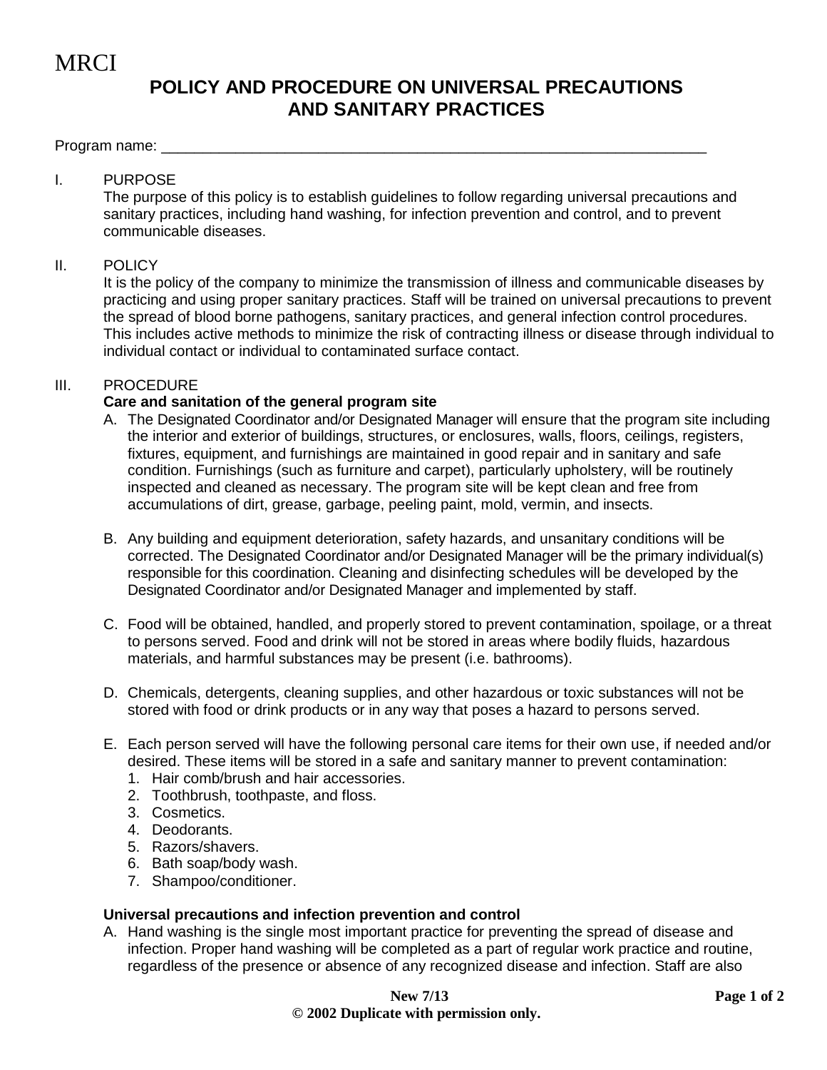MRCI

# POLICY AND PROCEDURE ON UNIVERSAL PRECAUTIONS AND SANITARY PRACTICES

Program name: ______________________________________________________________________

I. PURPOSE

The purpose of this policy is to establish guidelines to follow regarding universal precautions and sanitary practices, including hand washing, for infection prevention and control, and to prevent communicable diseases.

II. POLICY

It is the policy of the company to minimize the transmission of illness and communicable diseases by practicing and using proper sanitary practices. Staff will be trained on universal precautions to prevent the spread of blood borne pathogens, sanitary practices, and general infection control procedures. This includes active methods to minimize the risk of contracting illness or disease through individual to individual contact or individual to contaminated surface contact.

III. PROCEDURE

**Care and sanitation of the general program site**

A. The Designated Coordinator and/or Designated Manager will ensure that the program site including the interior and exterior of buildings, structures, or enclosures, walls, floors, ceilings, registers, fixtures, equipment, and furnishings are maintained in good repair and in sanitary and safe condition. Furnishings (such as furniture and carpet), particularly upholstery, will be routinely inspected and cleaned as necessary. The program site will be kept clean and free from accumulations of dirt, grease, garbage, peeling paint, mold, vermin, and insects.

B. Any building and equipment deterioration, safety hazards, and unsanitary conditions will be corrected. The Designated Coordinator and/or Designated Manager will be the primary individual(s) responsible for this coordination. Cleaning and disinfecting schedules will be developed by the Designated Coordinator and/or Designated Manager and implemented by staff.

C. Food will be obtained, handled, and properly stored to prevent contamination, spoilage, or a threat to persons served. Food and drink will not be stored in areas where bodily fluids, hazardous materials, and harmful substances may be present (i.e. bathrooms).

D. Chemicals, detergents, cleaning supplies, and other hazardous or toxic substances will not be stored with food or drink products or in any way that poses a hazard to persons served.

E. Each person served will have the following personal care items for their own use, if needed and/or desired. These items will be stored in a safe and sanitary manner to prevent contamination:
   1. Hair comb/brush and hair accessories.
   2. Toothbrush, toothpaste, and floss.
   3. Cosmetics.
   4. Deodorants.
   5. Razors/shavers.
   6. Bath soap/body wash.
   7. Shampoo/conditioner.

**Universal precautions and infection prevention and control**

A. Hand washing is the single most important practice for preventing the spread of disease and infection. Proper hand washing will be completed as a part of regular work practice and routine, regardless of the presence or absence of any recognized disease and infection. Staff are also

New 7/13

© 2002 Duplicate with permission only.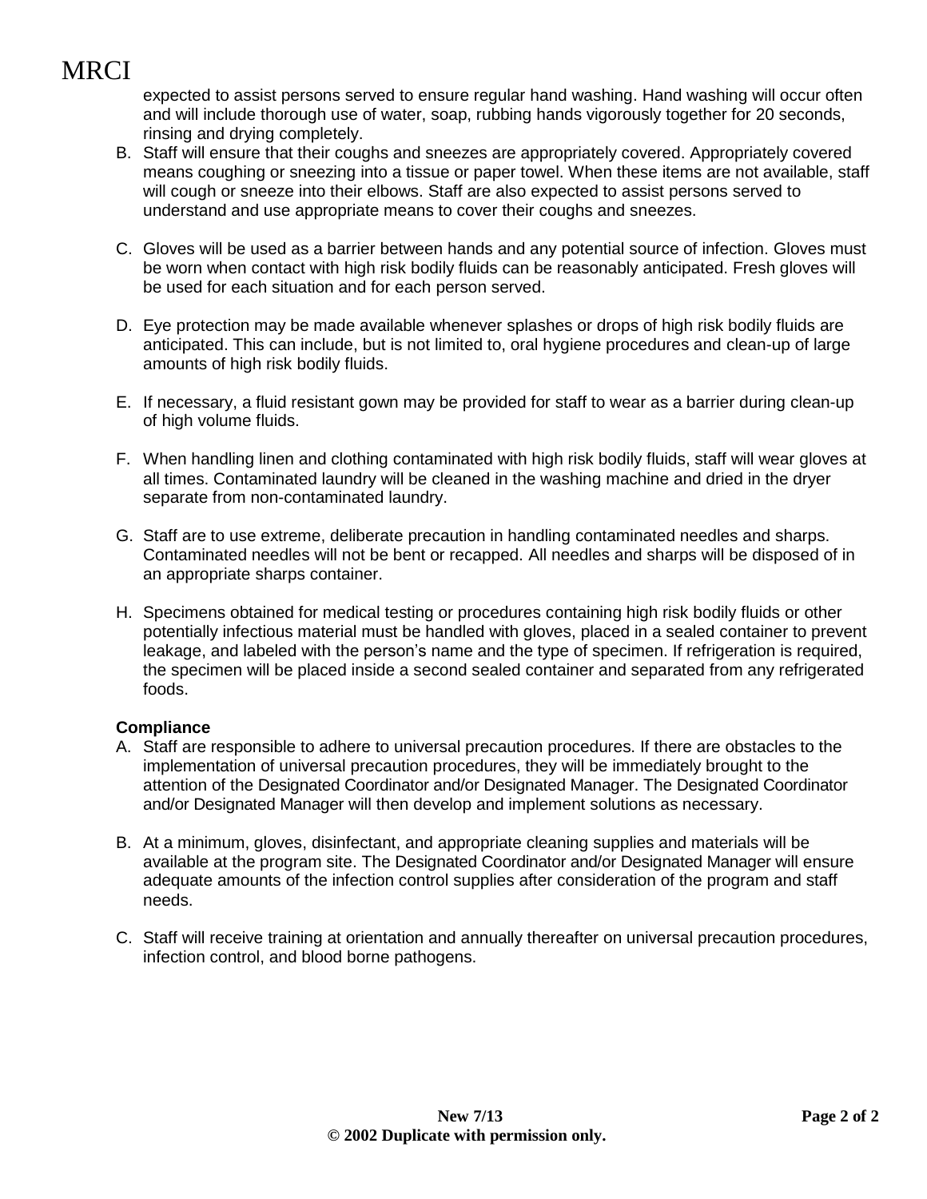expected to assist persons served to ensure regular hand washing. Hand washing will occur often and will include thorough use of water, soap, rubbing hands vigorously together for 20 seconds, rinsing and drying completely.

B. Staff will ensure that their coughs and sneezes are appropriately covered. Appropriately covered means coughing or sneezing into a tissue or paper towel. When these items are not available, staff will cough or sneeze into their elbows. Staff are also expected to assist persons served to understand and use appropriate means to cover their coughs and sneezes.

C. Gloves will be used as a barrier between hands and any potential source of infection. Gloves must be worn when contact with high risk bodily fluids can be reasonably anticipated. Fresh gloves will be used for each situation and for each person served.

D. Eye protection may be made available whenever splashes or drops of high risk bodily fluids are anticipated. This can include, but is not limited to, oral hygiene procedures and clean-up of large amounts of high risk bodily fluids.

E. If necessary, a fluid resistant gown may be provided for staff to wear as a barrier during clean-up of high volume fluids.

F. When handling linen and clothing contaminated with high risk bodily fluids, staff will wear gloves at all times. Contaminated laundry will be cleaned in the washing machine and dried in the dryer separate from non-contaminated laundry.

G. Staff are to use extreme, deliberate precaution in handling contaminated needles and sharps. Contaminated needles will not be bent or recapped. All needles and sharps will be disposed of in an appropriate sharps container.

H. Specimens obtained for medical testing or procedures containing high risk bodily fluids or other potentially infectious material must be handled with gloves, placed in a sealed container to prevent leakage, and labeled with the person's name and the type of specimen. If refrigeration is required, the specimen will be placed inside a second sealed container and separated from any refrigerated foods.

**Compliance**

A. Staff are responsible to adhere to universal precaution procedures. If there are obstacles to the implementation of universal precaution procedures, they will be immediately brought to the attention of the Designated Coordinator and/or Designated Manager. The Designated Coordinator and/or Designated Manager will then develop and implement solutions as necessary.

B. At a minimum, gloves, disinfectant, and appropriate cleaning supplies and materials will be available at the program site. The Designated Coordinator and/or Designated Manager will ensure adequate amounts of the infection control supplies after consideration of the program and staff needs.

C. Staff will receive training at orientation and annually thereafter on universal precaution procedures, infection control, and blood borne pathogens.